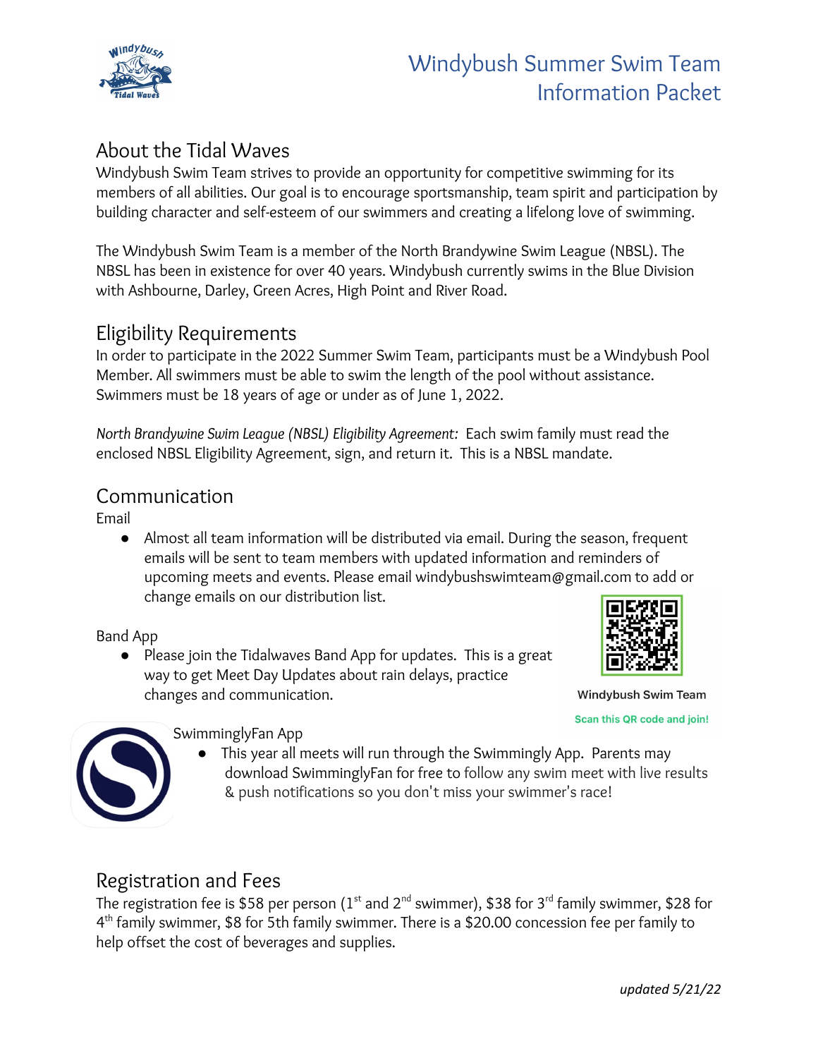# Windybush Summer Swim Team Information Packet

## About the Tidal Waves

Windybush Swim Team strives to provide an opportunity for competitive swimming for its members of all abilities. Our goal is to encourage sportsmanship, team spirit and participation by building character and self-esteem of our swimmers and creating a lifelong love of swimming.

The Windybush Swim Team is a member of the North Brandywine Swim League (NBSL). The NBSL has been in existence for over 40 years. Windybush currently swims in the Blue Division with Ashbourne, Darley, Green Acres, High Point and River Road.

## Eligibility Requirements

In order to participate in the 2022 Summer Swim Team, participants must be a Windybush Pool Member. All swimmers must be able to swim the length of the pool without assistance. Swimmers must be 18 years of age or under as of June 1, 2022.

*North Brandywine Swim League (NBSL) Eligibility Agreement:* Each swim family must read the enclosed NBSL Eligibility Agreement, sign, and return it. This is a NBSL mandate.

## Communication

### Email

- Almost all team information will be distributed via email. During the season, frequent emails will be sent to team members with updated information and reminders of upcoming meets and events. Please email windybushswimteam@gmail.com to add or change emails on our distribution list.

### Band App

- Please join the Tidalwaves Band App for updates. This is a great way to get Meet Day Updates about rain delays, practice changes and communication.

Windybush Swim Team

Scan this QR code and join!

### SwimminglyFan App

- This year all meets will run through the Swimmingly App. Parents may download SwimminglyFan for free to follow any swim meet with live results & push notifications so you don't miss your swimmer's race!

## Registration and Fees

The registration fee is $58 per person (1st and 2nd swimmer), $38 for 3rd family swimmer, $28 for 4th family swimmer, $8 for 5th family swimmer. There is a $20.00 concession fee per family to help offset the cost of beverages and supplies.

*updated 5/21/22*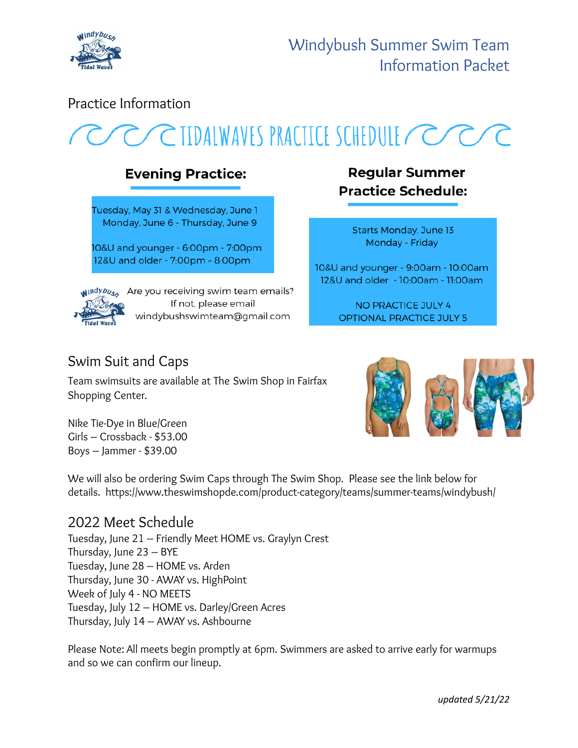# Windybush Summer Swim Team Information Packet

## Practice Information

### TIDALWAVES PRACTICE SCHEDULE

**Evening Practice:**

Tuesday, May 31 & Wednesday, June 1
Monday, June 6 - Thursday, June 9

10&U and younger - 6:00pm - 7:00pm
12&U and older - 7:00pm – 8:00pm

**Regular Summer Practice Schedule:**

Starts Monday, June 13
Monday - Friday

10&U and younger - 9:00am - 10:00am
12&U and older - 10:00am - 11:00am

NO PRACTICE JULY 4
OPTIONAL PRACTICE JULY 5

Are you receiving swim team emails? If not, please email windybushswimteam@gmail.com

## Swim Suit and Caps

Team swimsuits are available at The Swim Shop in Fairfax Shopping Center.

Nike Tie-Dye in Blue/Green
Girls – Crossback - $53.00
Boys – Jammer - $39.00

We will also be ordering Swim Caps through The Swim Shop. Please see the link below for details. https://www.theswimshopde.com/product-category/teams/summer-teams/windybush/

## 2022 Meet Schedule

Tuesday, June 21 – Friendly Meet HOME vs. Graylyn Crest
Thursday, June 23 – BYE
Tuesday, June 28 – HOME vs. Arden
Thursday, June 30 - AWAY vs. HighPoint
Week of July 4 - NO MEETS
Tuesday, July 12 – HOME vs. Darley/Green Acres
Thursday, July 14 – AWAY vs. Ashbourne

Please Note: All meets begin promptly at 6pm. Swimmers are asked to arrive early for warmups and so we can confirm our lineup.

*updated 5/21/22*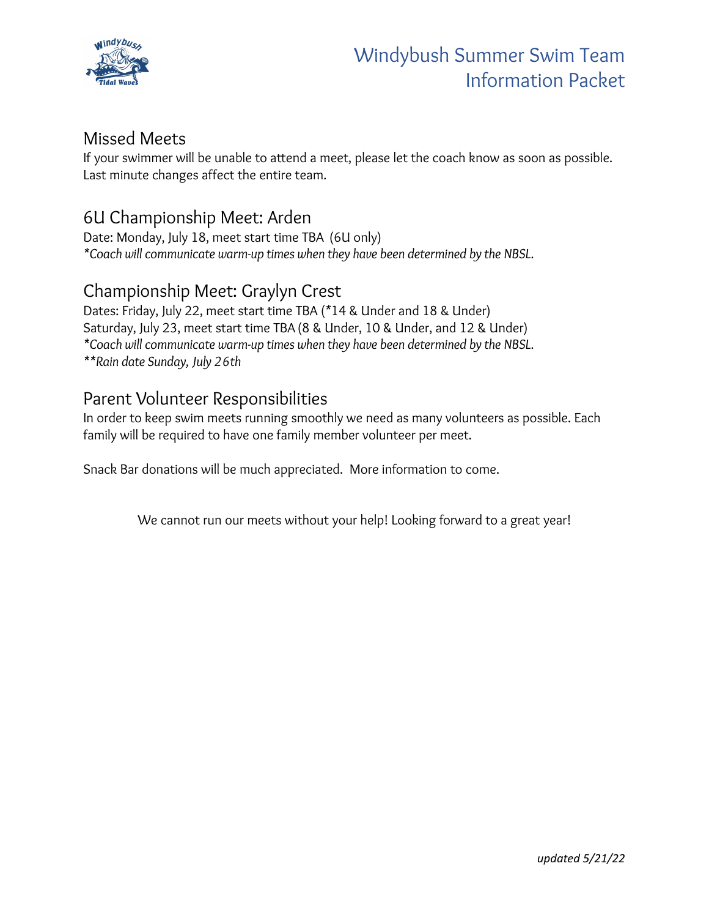# Windybush Summer Swim Team Information Packet

## Missed Meets

If your swimmer will be unable to attend a meet, please let the coach know as soon as possible. Last minute changes affect the entire team.

## 6U Championship Meet: Arden

Date: Monday, July 18, meet start time TBA (6U only)
*\*Coach will communicate warm-up times when they have been determined by the NBSL.*

## Championship Meet: Graylyn Crest

Dates: Friday, July 22, meet start time TBA (*14 & Under and 18 & Under)
Saturday, July 23, meet start time TBA (8 & Under, 10 & Under, and 12 & Under)
*\*Coach will communicate warm-up times when they have been determined by the NBSL.*
*\*\*Rain date Sunday, July 26th*

## Parent Volunteer Responsibilities

In order to keep swim meets running smoothly we need as many volunteers as possible. Each family will be required to have one family member volunteer per meet.

Snack Bar donations will be much appreciated. More information to come.

We cannot run our meets without your help! Looking forward to a great year!

*updated 5/21/22*